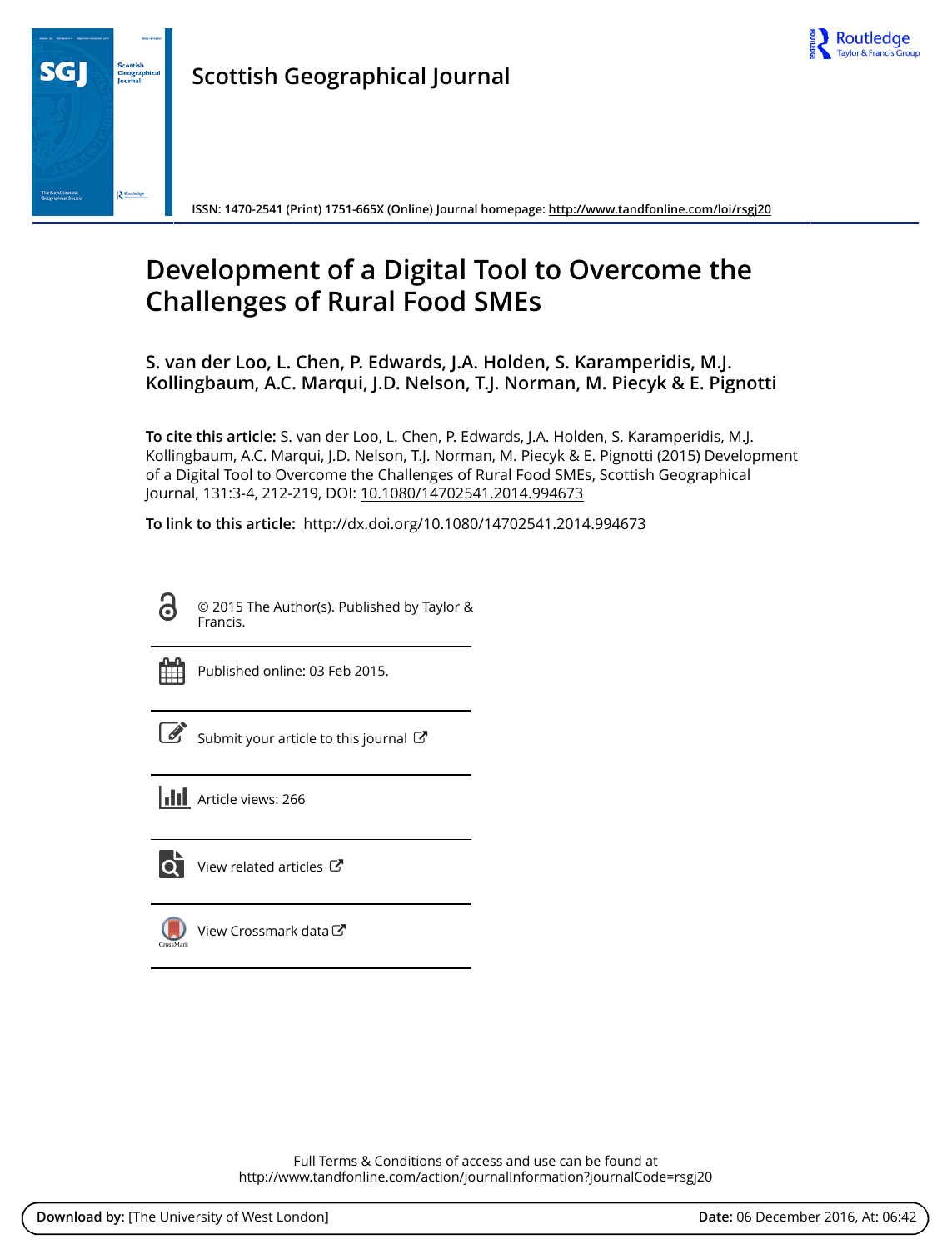Scottish Geographical Journal

ISSN: 1470-2541 (Print) 1751-665X (Online) Journal homepage: http://www.tandfonline.com/loi/rsgj20

# Development of a Digital Tool to Overcome the Challenges of Rural Food SMEs

**S. van der Loo, L. Chen, P. Edwards, J.A. Holden, S. Karamperidis, M.J. Kollingbaum, A.C. Marqui, J.D. Nelson, T.J. Norman, M. Piecyk & E. Pignotti**

**To cite this article:** S. van der Loo, L. Chen, P. Edwards, J.A. Holden, S. Karamperidis, M.J. Kollingbaum, A.C. Marqui, J.D. Nelson, T.J. Norman, M. Piecyk & E. Pignotti (2015) Development of a Digital Tool to Overcome the Challenges of Rural Food SMEs, Scottish Geographical Journal, 131:3-4, 212-219, DOI: 10.1080/14702541.2014.994673

**To link to this article:** http://dx.doi.org/10.1080/14702541.2014.994673

© 2015 The Author(s). Published by Taylor & Francis.

Published online: 03 Feb 2015.

Submit your article to this journal

Article views: 266

View related articles

View Crossmark data

Full Terms & Conditions of access and use can be found at http://www.tandfonline.com/action/journalInformation?journalCode=rsgj20

**Download by:** [The University of West London] **Date:** 06 December 2016, At: 06:42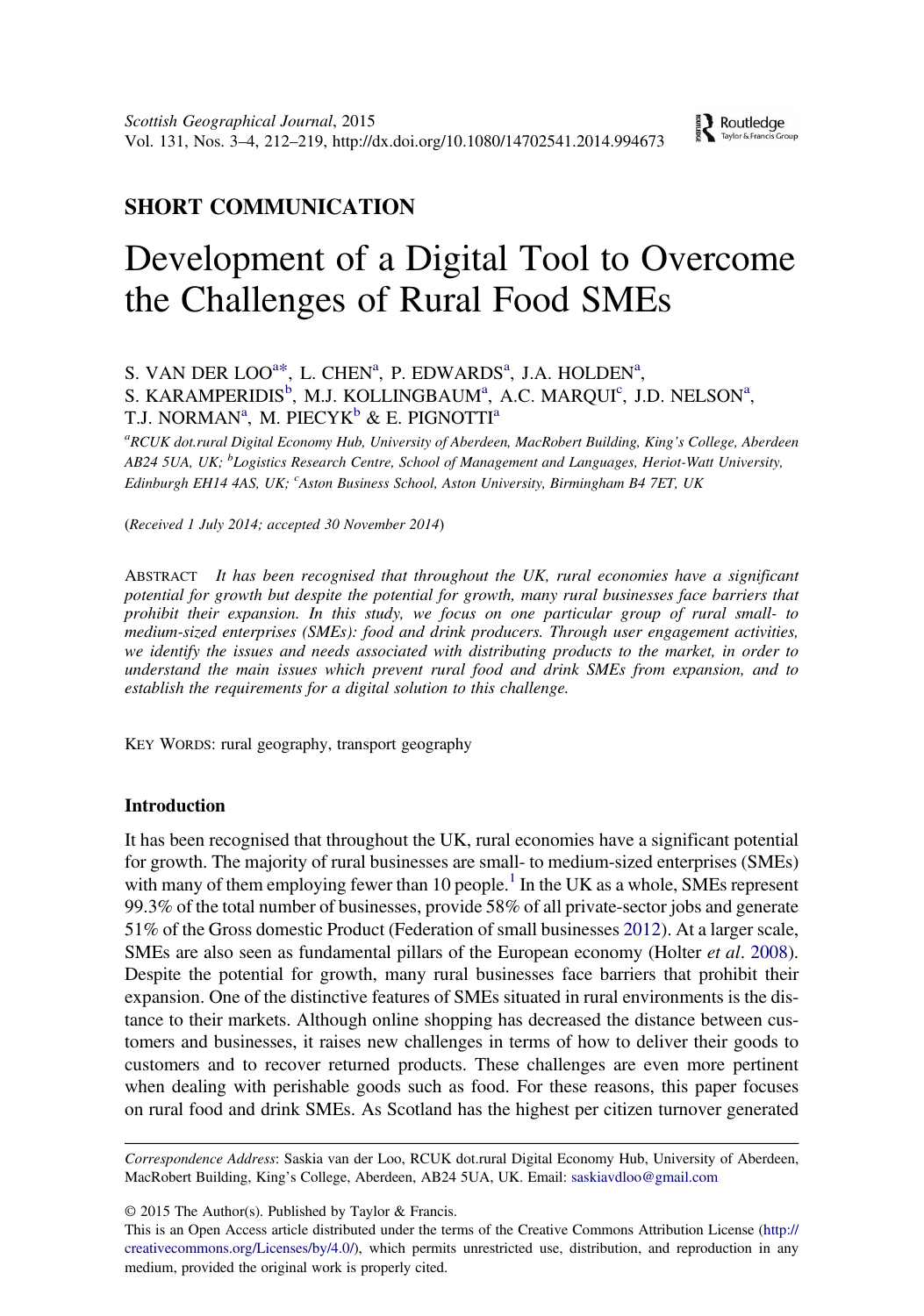## SHORT COMMUNICATION

# Development of a Digital Tool to Overcome the Challenges of Rural Food SMEs

S. VAN DER LOO[a*], L. CHEN[a], P. EDWARDS[a], J.A. HOLDEN[a], S. KARAMPERIDIS[b], M.J. KOLLINGBAUM[a], A.C. MARQUI[c], J.D. NELSON[a], T.J. NORMAN[a], M. PIECYK[b] & E. PIGNOTTI[a]

[a]*RCUK dot.rural Digital Economy Hub, University of Aberdeen, MacRobert Building, King's College, Aberdeen AB24 5UA, UK;* [b]*Logistics Research Centre, School of Management and Languages, Heriot-Watt University, Edinburgh EH14 4AS, UK;* [c]*Aston Business School, Aston University, Birmingham B4 7ET, UK*

(*Received 1 July 2014; accepted 30 November 2014*)

ABSTRACT *It has been recognised that throughout the UK, rural economies have a significant potential for growth but despite the potential for growth, many rural businesses face barriers that prohibit their expansion. In this study, we focus on one particular group of rural small- to medium-sized enterprises (SMEs): food and drink producers. Through user engagement activities, we identify the issues and needs associated with distributing products to the market, in order to understand the main issues which prevent rural food and drink SMEs from expansion, and to establish the requirements for a digital solution to this challenge.*

KEY WORDS: rural geography, transport geography

### Introduction

It has been recognised that throughout the UK, rural economies have a significant potential for growth. The majority of rural businesses are small- to medium-sized enterprises (SMEs) with many of them employing fewer than 10 people.[1] In the UK as a whole, SMEs represent 99.3% of the total number of businesses, provide 58% of all private-sector jobs and generate 51% of the Gross domestic Product (Federation of small businesses 2012). At a larger scale, SMEs are also seen as fundamental pillars of the European economy (Holter *et al*. 2008). Despite the potential for growth, many rural businesses face barriers that prohibit their expansion. One of the distinctive features of SMEs situated in rural environments is the distance to their markets. Although online shopping has decreased the distance between customers and businesses, it raises new challenges in terms of how to deliver their goods to customers and to recover returned products. These challenges are even more pertinent when dealing with perishable goods such as food. For these reasons, this paper focuses on rural food and drink SMEs. As Scotland has the highest per citizen turnover generated

*Correspondence Address*: Saskia van der Loo, RCUK dot.rural Digital Economy Hub, University of Aberdeen, MacRobert Building, King's College, Aberdeen, AB24 5UA, UK. Email: saskiavdloo@gmail.com

© 2015 The Author(s). Published by Taylor & Francis.
This is an Open Access article distributed under the terms of the Creative Commons Attribution License (http://creativecommons.org/Licenses/by/4.0/), which permits unrestricted use, distribution, and reproduction in any medium, provided the original work is properly cited.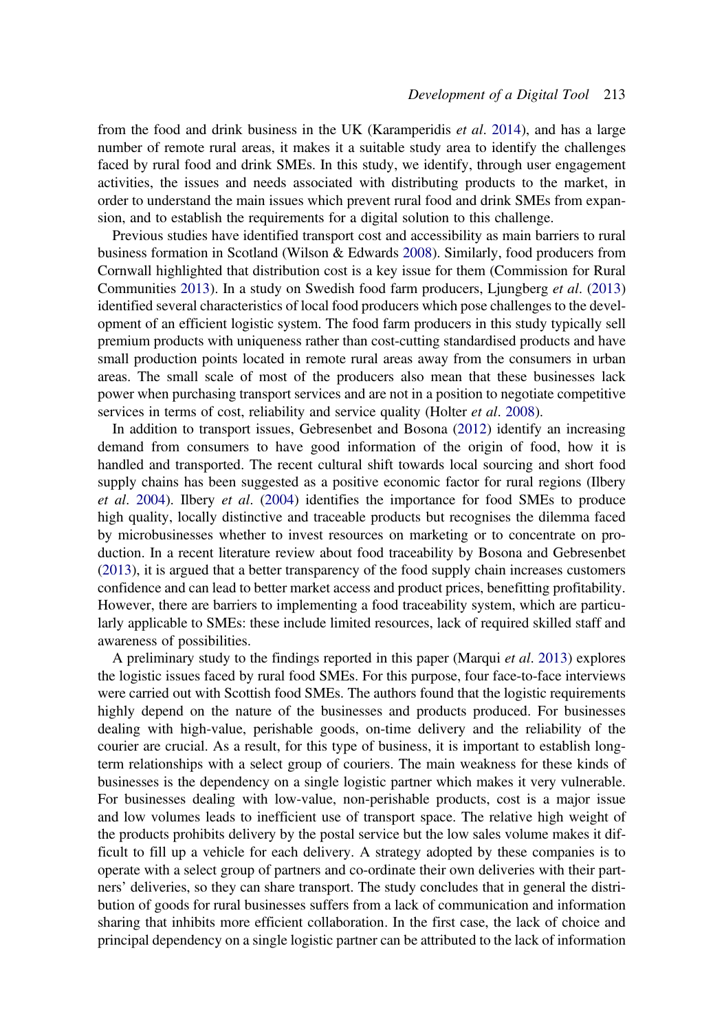from the food and drink business in the UK (Karamperidis *et al*. 2014), and has a large number of remote rural areas, it makes it a suitable study area to identify the challenges faced by rural food and drink SMEs. In this study, we identify, through user engagement activities, the issues and needs associated with distributing products to the market, in order to understand the main issues which prevent rural food and drink SMEs from expansion, and to establish the requirements for a digital solution to this challenge.

Previous studies have identified transport cost and accessibility as main barriers to rural business formation in Scotland (Wilson & Edwards 2008). Similarly, food producers from Cornwall highlighted that distribution cost is a key issue for them (Commission for Rural Communities 2013). In a study on Swedish food farm producers, Ljungberg *et al*. (2013) identified several characteristics of local food producers which pose challenges to the development of an efficient logistic system. The food farm producers in this study typically sell premium products with uniqueness rather than cost-cutting standardised products and have small production points located in remote rural areas away from the consumers in urban areas. The small scale of most of the producers also mean that these businesses lack power when purchasing transport services and are not in a position to negotiate competitive services in terms of cost, reliability and service quality (Holter *et al*. 2008).

In addition to transport issues, Gebresenbet and Bosona (2012) identify an increasing demand from consumers to have good information of the origin of food, how it is handled and transported. The recent cultural shift towards local sourcing and short food supply chains has been suggested as a positive economic factor for rural regions (Ilbery *et al*. 2004). Ilbery *et al*. (2004) identifies the importance for food SMEs to produce high quality, locally distinctive and traceable products but recognises the dilemma faced by microbusinesses whether to invest resources on marketing or to concentrate on production. In a recent literature review about food traceability by Bosona and Gebresenbet (2013), it is argued that a better transparency of the food supply chain increases customers confidence and can lead to better market access and product prices, benefitting profitability. However, there are barriers to implementing a food traceability system, which are particularly applicable to SMEs: these include limited resources, lack of required skilled staff and awareness of possibilities.

A preliminary study to the findings reported in this paper (Marqui *et al*. 2013) explores the logistic issues faced by rural food SMEs. For this purpose, four face-to-face interviews were carried out with Scottish food SMEs. The authors found that the logistic requirements highly depend on the nature of the businesses and products produced. For businesses dealing with high-value, perishable goods, on-time delivery and the reliability of the courier are crucial. As a result, for this type of business, it is important to establish long-term relationships with a select group of couriers. The main weakness for these kinds of businesses is the dependency on a single logistic partner which makes it very vulnerable. For businesses dealing with low-value, non-perishable products, cost is a major issue and low volumes leads to inefficient use of transport space. The relative high weight of the products prohibits delivery by the postal service but the low sales volume makes it difficult to fill up a vehicle for each delivery. A strategy adopted by these companies is to operate with a select group of partners and co-ordinate their own deliveries with their partners' deliveries, so they can share transport. The study concludes that in general the distribution of goods for rural businesses suffers from a lack of communication and information sharing that inhibits more efficient collaboration. In the first case, the lack of choice and principal dependency on a single logistic partner can be attributed to the lack of information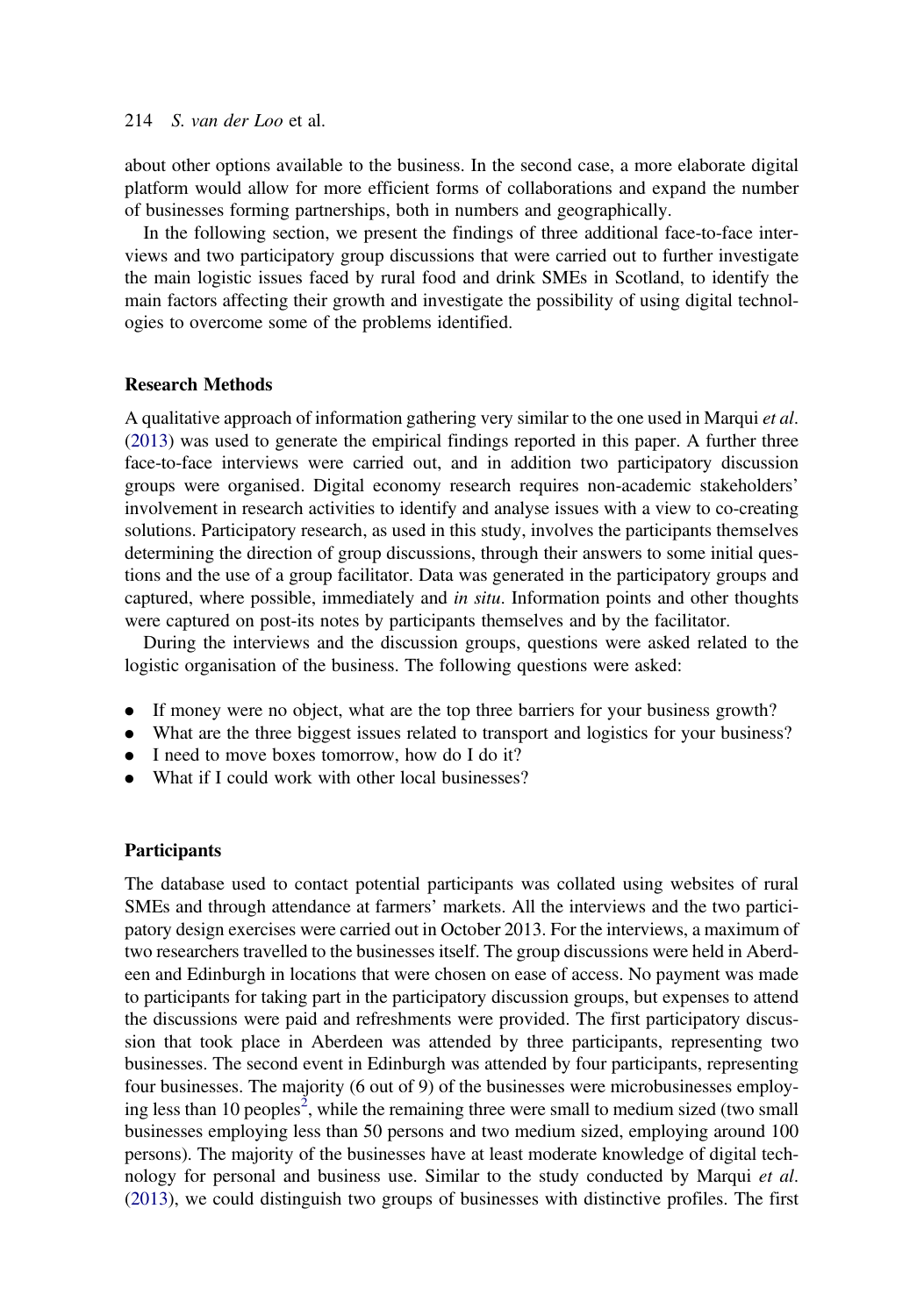about other options available to the business. In the second case, a more elaborate digital platform would allow for more efficient forms of collaborations and expand the number of businesses forming partnerships, both in numbers and geographically.

In the following section, we present the findings of three additional face-to-face interviews and two participatory group discussions that were carried out to further investigate the main logistic issues faced by rural food and drink SMEs in Scotland, to identify the main factors affecting their growth and investigate the possibility of using digital technologies to overcome some of the problems identified.

## Research Methods

A qualitative approach of information gathering very similar to the one used in Marqui *et al.* (2013) was used to generate the empirical findings reported in this paper. A further three face-to-face interviews were carried out, and in addition two participatory discussion groups were organised. Digital economy research requires non-academic stakeholders' involvement in research activities to identify and analyse issues with a view to co-creating solutions. Participatory research, as used in this study, involves the participants themselves determining the direction of group discussions, through their answers to some initial questions and the use of a group facilitator. Data was generated in the participatory groups and captured, where possible, immediately and *in situ*. Information points and other thoughts were captured on post-its notes by participants themselves and by the facilitator.

During the interviews and the discussion groups, questions were asked related to the logistic organisation of the business. The following questions were asked:

- If money were no object, what are the top three barriers for your business growth?
- What are the three biggest issues related to transport and logistics for your business?
- I need to move boxes tomorrow, how do I do it?
- What if I could work with other local businesses?

## Participants

The database used to contact potential participants was collated using websites of rural SMEs and through attendance at farmers' markets. All the interviews and the two participatory design exercises were carried out in October 2013. For the interviews, a maximum of two researchers travelled to the businesses itself. The group discussions were held in Aberdeen and Edinburgh in locations that were chosen on ease of access. No payment was made to participants for taking part in the participatory discussion groups, but expenses to attend the discussions were paid and refreshments were provided. The first participatory discussion that took place in Aberdeen was attended by three participants, representing two businesses. The second event in Edinburgh was attended by four participants, representing four businesses. The majority (6 out of 9) of the businesses were microbusinesses employing less than 10 peoples[2], while the remaining three were small to medium sized (two small businesses employing less than 50 persons and two medium sized, employing around 100 persons). The majority of the businesses have at least moderate knowledge of digital technology for personal and business use. Similar to the study conducted by Marqui *et al.* (2013), we could distinguish two groups of businesses with distinctive profiles. The first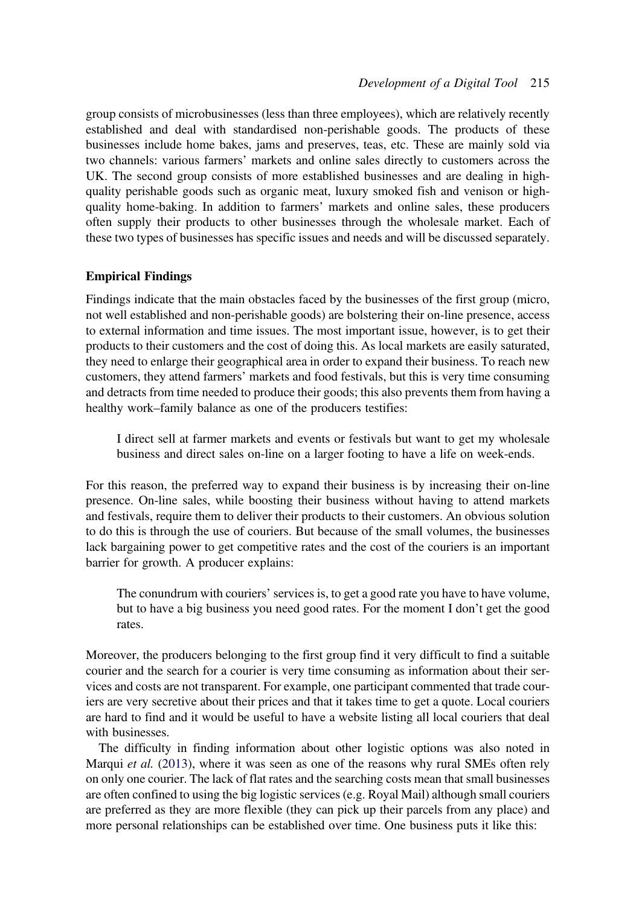group consists of microbusinesses (less than three employees), which are relatively recently established and deal with standardised non-perishable goods. The products of these businesses include home bakes, jams and preserves, teas, etc. These are mainly sold via two channels: various farmers' markets and online sales directly to customers across the UK. The second group consists of more established businesses and are dealing in high-quality perishable goods such as organic meat, luxury smoked fish and venison or high-quality home-baking. In addition to farmers' markets and online sales, these producers often supply their products to other businesses through the wholesale market. Each of these two types of businesses has specific issues and needs and will be discussed separately.

## Empirical Findings

Findings indicate that the main obstacles faced by the businesses of the first group (micro, not well established and non-perishable goods) are bolstering their on-line presence, access to external information and time issues. The most important issue, however, is to get their products to their customers and the cost of doing this. As local markets are easily saturated, they need to enlarge their geographical area in order to expand their business. To reach new customers, they attend farmers' markets and food festivals, but this is very time consuming and detracts from time needed to produce their goods; this also prevents them from having a healthy work–family balance as one of the producers testifies:

> I direct sell at farmer markets and events or festivals but want to get my wholesale business and direct sales on-line on a larger footing to have a life on week-ends.

For this reason, the preferred way to expand their business is by increasing their on-line presence. On-line sales, while boosting their business without having to attend markets and festivals, require them to deliver their products to their customers. An obvious solution to do this is through the use of couriers. But because of the small volumes, the businesses lack bargaining power to get competitive rates and the cost of the couriers is an important barrier for growth. A producer explains:

> The conundrum with couriers' services is, to get a good rate you have to have volume, but to have a big business you need good rates. For the moment I don't get the good rates.

Moreover, the producers belonging to the first group find it very difficult to find a suitable courier and the search for a courier is very time consuming as information about their services and costs are not transparent. For example, one participant commented that trade couriers are very secretive about their prices and that it takes time to get a quote. Local couriers are hard to find and it would be useful to have a website listing all local couriers that deal with businesses.

The difficulty in finding information about other logistic options was also noted in Marqui *et al.* (2013), where it was seen as one of the reasons why rural SMEs often rely on only one courier. The lack of flat rates and the searching costs mean that small businesses are often confined to using the big logistic services (e.g. Royal Mail) although small couriers are preferred as they are more flexible (they can pick up their parcels from any place) and more personal relationships can be established over time. One business puts it like this: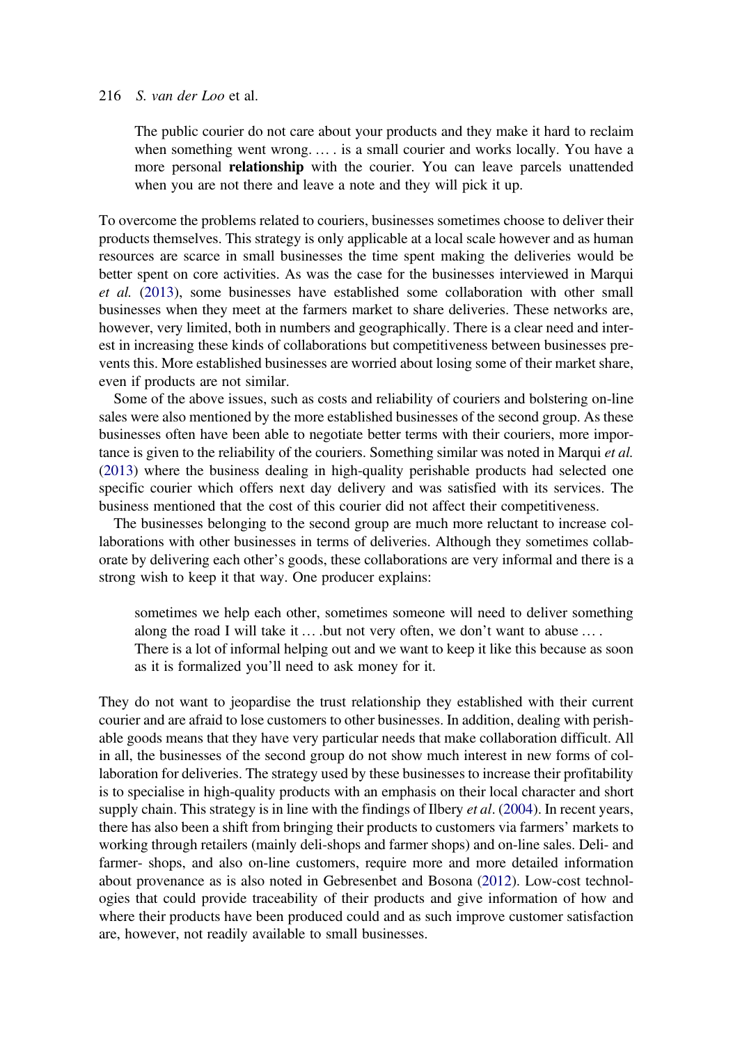> The public courier do not care about your products and they make it hard to reclaim when something went wrong. … . is a small courier and works locally. You have a more personal **relationship** with the courier. You can leave parcels unattended when you are not there and leave a note and they will pick it up.

To overcome the problems related to couriers, businesses sometimes choose to deliver their products themselves. This strategy is only applicable at a local scale however and as human resources are scarce in small businesses the time spent making the deliveries would be better spent on core activities. As was the case for the businesses interviewed in Marqui *et al.* (2013), some businesses have established some collaboration with other small businesses when they meet at the farmers market to share deliveries. These networks are, however, very limited, both in numbers and geographically. There is a clear need and interest in increasing these kinds of collaborations but competitiveness between businesses prevents this. More established businesses are worried about losing some of their market share, even if products are not similar.

Some of the above issues, such as costs and reliability of couriers and bolstering on-line sales were also mentioned by the more established businesses of the second group. As these businesses often have been able to negotiate better terms with their couriers, more importance is given to the reliability of the couriers. Something similar was noted in Marqui *et al.* (2013) where the business dealing in high-quality perishable products had selected one specific courier which offers next day delivery and was satisfied with its services. The business mentioned that the cost of this courier did not affect their competitiveness.

The businesses belonging to the second group are much more reluctant to increase collaborations with other businesses in terms of deliveries. Although they sometimes collaborate by delivering each other's goods, these collaborations are very informal and there is a strong wish to keep it that way. One producer explains:

> sometimes we help each other, sometimes someone will need to deliver something along the road I will take it … .but not very often, we don't want to abuse … .
> There is a lot of informal helping out and we want to keep it like this because as soon as it is formalized you'll need to ask money for it.

They do not want to jeopardise the trust relationship they established with their current courier and are afraid to lose customers to other businesses. In addition, dealing with perishable goods means that they have very particular needs that make collaboration difficult. All in all, the businesses of the second group do not show much interest in new forms of collaboration for deliveries. The strategy used by these businesses to increase their profitability is to specialise in high-quality products with an emphasis on their local character and short supply chain. This strategy is in line with the findings of Ilbery *et al*. (2004). In recent years, there has also been a shift from bringing their products to customers via farmers' markets to working through retailers (mainly deli-shops and farmer shops) and on-line sales. Deli- and farmer- shops, and also on-line customers, require more and more detailed information about provenance as is also noted in Gebresenbet and Bosona (2012). Low-cost technologies that could provide traceability of their products and give information of how and where their products have been produced could and as such improve customer satisfaction are, however, not readily available to small businesses.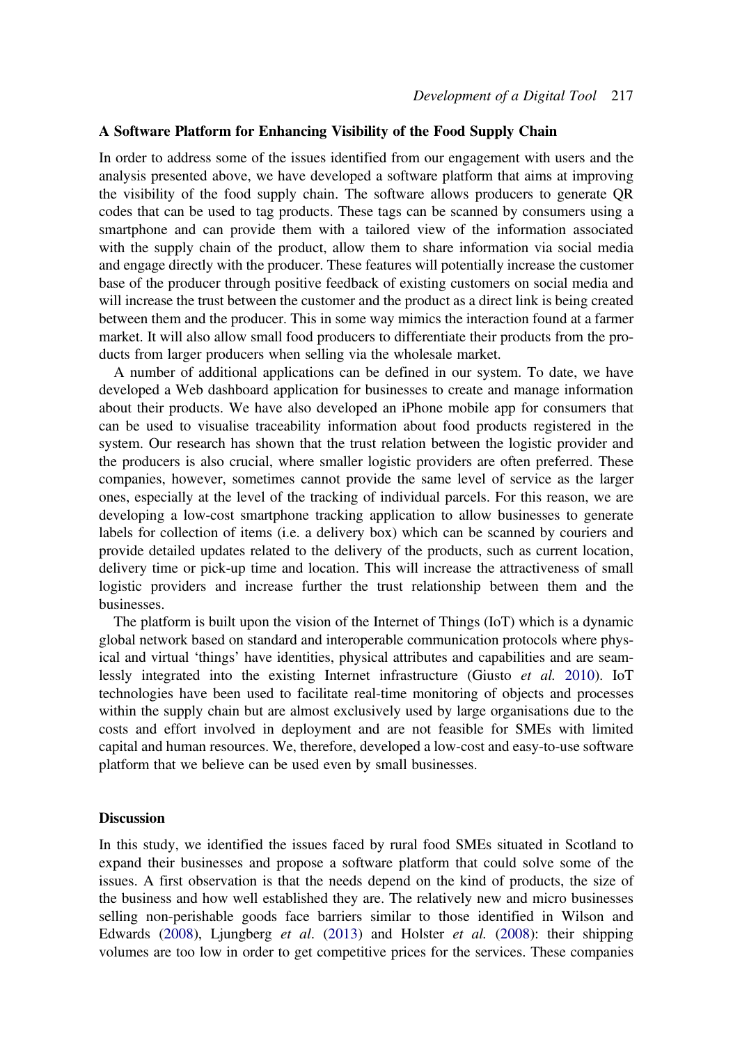### A Software Platform for Enhancing Visibility of the Food Supply Chain

In order to address some of the issues identified from our engagement with users and the analysis presented above, we have developed a software platform that aims at improving the visibility of the food supply chain. The software allows producers to generate QR codes that can be used to tag products. These tags can be scanned by consumers using a smartphone and can provide them with a tailored view of the information associated with the supply chain of the product, allow them to share information via social media and engage directly with the producer. These features will potentially increase the customer base of the producer through positive feedback of existing customers on social media and will increase the trust between the customer and the product as a direct link is being created between them and the producer. This in some way mimics the interaction found at a farmer market. It will also allow small food producers to differentiate their products from the products from larger producers when selling via the wholesale market.

A number of additional applications can be defined in our system. To date, we have developed a Web dashboard application for businesses to create and manage information about their products. We have also developed an iPhone mobile app for consumers that can be used to visualise traceability information about food products registered in the system. Our research has shown that the trust relation between the logistic provider and the producers is also crucial, where smaller logistic providers are often preferred. These companies, however, sometimes cannot provide the same level of service as the larger ones, especially at the level of the tracking of individual parcels. For this reason, we are developing a low-cost smartphone tracking application to allow businesses to generate labels for collection of items (i.e. a delivery box) which can be scanned by couriers and provide detailed updates related to the delivery of the products, such as current location, delivery time or pick-up time and location. This will increase the attractiveness of small logistic providers and increase further the trust relationship between them and the businesses.

The platform is built upon the vision of the Internet of Things (IoT) which is a dynamic global network based on standard and interoperable communication protocols where physical and virtual 'things' have identities, physical attributes and capabilities and are seamlessly integrated into the existing Internet infrastructure (Giusto *et al.* 2010). IoT technologies have been used to facilitate real-time monitoring of objects and processes within the supply chain but are almost exclusively used by large organisations due to the costs and effort involved in deployment and are not feasible for SMEs with limited capital and human resources. We, therefore, developed a low-cost and easy-to-use software platform that we believe can be used even by small businesses.

### Discussion

In this study, we identified the issues faced by rural food SMEs situated in Scotland to expand their businesses and propose a software platform that could solve some of the issues. A first observation is that the needs depend on the kind of products, the size of the business and how well established they are. The relatively new and micro businesses selling non-perishable goods face barriers similar to those identified in Wilson and Edwards (2008), Ljungberg *et al*. (2013) and Holster *et al.* (2008): their shipping volumes are too low in order to get competitive prices for the services. These companies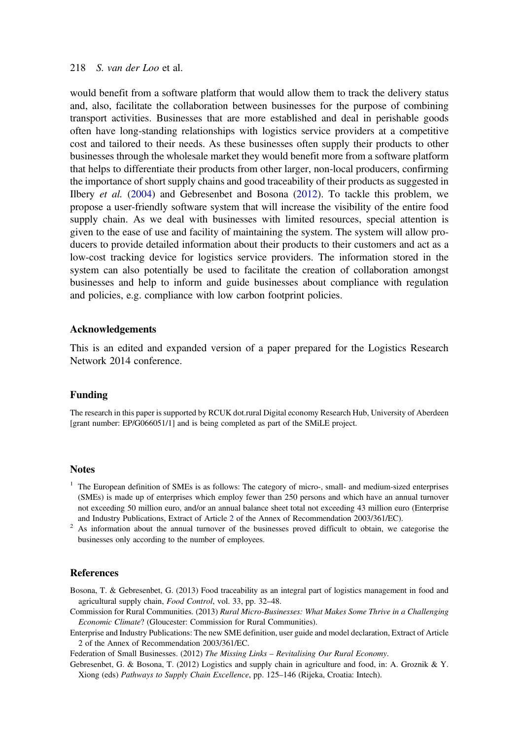would benefit from a software platform that would allow them to track the delivery status and, also, facilitate the collaboration between businesses for the purpose of combining transport activities. Businesses that are more established and deal in perishable goods often have long-standing relationships with logistics service providers at a competitive cost and tailored to their needs. As these businesses often supply their products to other businesses through the wholesale market they would benefit more from a software platform that helps to differentiate their products from other larger, non-local producers, confirming the importance of short supply chains and good traceability of their products as suggested in Ilbery *et al.* (2004) and Gebresenbet and Bosona (2012). To tackle this problem, we propose a user-friendly software system that will increase the visibility of the entire food supply chain. As we deal with businesses with limited resources, special attention is given to the ease of use and facility of maintaining the system. The system will allow producers to provide detailed information about their products to their customers and act as a low-cost tracking device for logistics service providers. The information stored in the system can also potentially be used to facilitate the creation of collaboration amongst businesses and help to inform and guide businesses about compliance with regulation and policies, e.g. compliance with low carbon footprint policies.

## Acknowledgements

This is an edited and expanded version of a paper prepared for the Logistics Research Network 2014 conference.

## Funding

The research in this paper is supported by RCUK dot.rural Digital economy Research Hub, University of Aberdeen [grant number: EP/G066051/1] and is being completed as part of the SMiLE project.

## Notes

[1] The European definition of SMEs is as follows: The category of micro-, small- and medium-sized enterprises (SMEs) is made up of enterprises which employ fewer than 250 persons and which have an annual turnover not exceeding 50 million euro, and/or an annual balance sheet total not exceeding 43 million euro (Enterprise and Industry Publications, Extract of Article 2 of the Annex of Recommendation 2003/361/EC).

[2] As information about the annual turnover of the businesses proved difficult to obtain, we categorise the businesses only according to the number of employees.

## References

Bosona, T. & Gebresenbet, G. (2013) Food traceability as an integral part of logistics management in food and agricultural supply chain, *Food Control*, vol. 33, pp. 32–48.

Commission for Rural Communities. (2013) *Rural Micro-Businesses: What Makes Some Thrive in a Challenging Economic Climate*? (Gloucester: Commission for Rural Communities).

Enterprise and Industry Publications: The new SME definition, user guide and model declaration, Extract of Article 2 of the Annex of Recommendation 2003/361/EC.

Federation of Small Businesses. (2012) *The Missing Links – Revitalising Our Rural Economy*.

Gebresenbet, G. & Bosona, T. (2012) Logistics and supply chain in agriculture and food, in: A. Groznik & Y. Xiong (eds) *Pathways to Supply Chain Excellence*, pp. 125–146 (Rijeka, Croatia: Intech).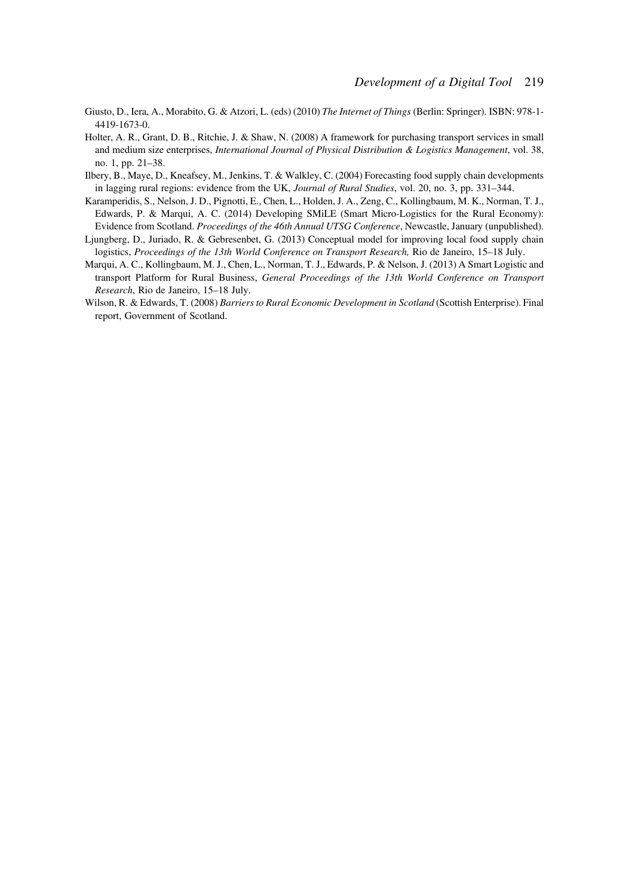Giusto, D., Iera, A., Morabito, G. & Atzori, L. (eds) (2010) *The Internet of Things* (Berlin: Springer). ISBN: 978-1-4419-1673-0.

Holter, A. R., Grant, D. B., Ritchie, J. & Shaw, N. (2008) A framework for purchasing transport services in small and medium size enterprises, *International Journal of Physical Distribution & Logistics Management*, vol. 38, no. 1, pp. 21–38.

Ilbery, B., Maye, D., Kneafsey, M., Jenkins, T. & Walkley, C. (2004) Forecasting food supply chain developments in lagging rural regions: evidence from the UK, *Journal of Rural Studies*, vol. 20, no. 3, pp. 331–344.

Karamperidis, S., Nelson, J. D., Pignotti, E., Chen, L., Holden, J. A., Zeng, C., Kollingbaum, M. K., Norman, T. J., Edwards, P. & Marqui, A. C. (2014) Developing SMiLE (Smart Micro-Logistics for the Rural Economy): Evidence from Scotland. *Proceedings of the 46th Annual UTSG Conference*, Newcastle, January (unpublished).

Ljungberg, D., Juriado, R. & Gebresenbet, G. (2013) Conceptual model for improving local food supply chain logistics, *Proceedings of the 13th World Conference on Transport Research,* Rio de Janeiro, 15–18 July.

Marqui, A. C., Kollingbaum, M. J., Chen, L., Norman, T. J., Edwards, P. & Nelson, J. (2013) A Smart Logistic and transport Platform for Rural Business, *General Proceedings of the 13th World Conference on Transport Research*, Rio de Janeiro, 15–18 July.

Wilson, R. & Edwards, T. (2008) *Barriers to Rural Economic Development in Scotland* (Scottish Enterprise). Final report, Government of Scotland.